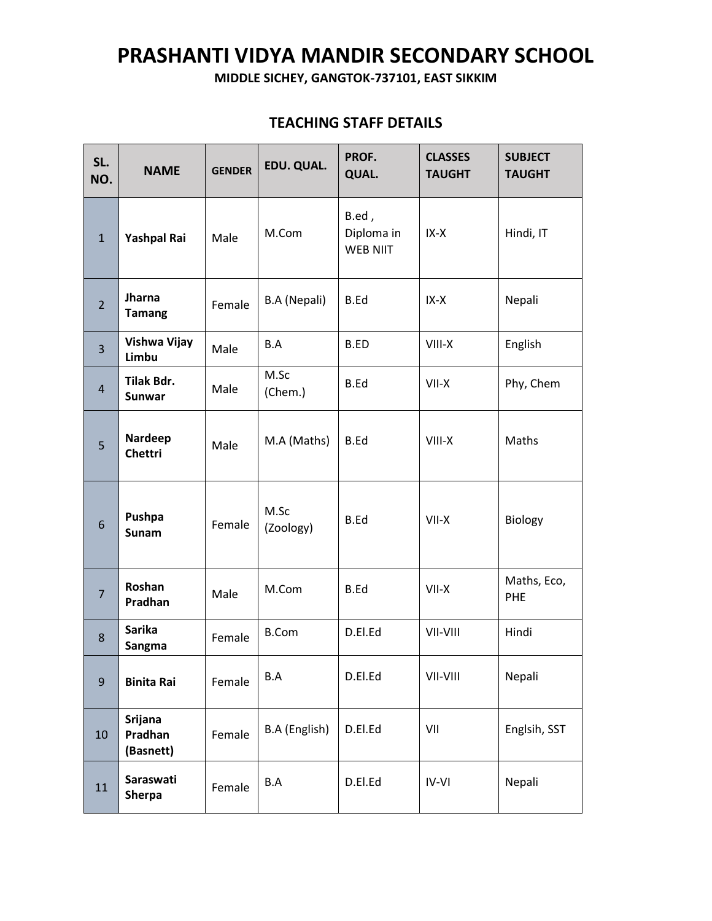# PRASHANTI VIDYA MANDIR SECONDARY SCHOOL

**MIDDLE SICHEY, GANGTOK-737101, EAST SIKKIM**

## TEACHING STAFF DETAILS

| SL. NO. | NAME | GENDER | EDU. QUAL. | PROF. QUAL. | CLASSES TAUGHT | SUBJECT TAUGHT |
|---|---|---|---|---|---|---|
| 1 | **Yashpal Rai** | Male | M.Com | B.ed , Diploma in WEB NIIT | IX-X | Hindi, IT |
| 2 | **Jharna Tamang** | Female | B.A (Nepali) | B.Ed | IX-X | Nepali |
| 3 | **Vishwa Vijay Limbu** | Male | B.A | B.ED | VIII-X | English |
| 4 | **Tilak Bdr. Sunwar** | Male | M.Sc (Chem.) | B.Ed | VII-X | Phy, Chem |
| 5 | **Nardeep Chettri** | Male | M.A (Maths) | B.Ed | VIII-X | Maths |
| 6 | **Pushpa Sunam** | Female | M.Sc (Zoology) | B.Ed | VII-X | Biology |
| 7 | **Roshan Pradhan** | Male | M.Com | B.Ed | VII-X | Maths, Eco, PHE |
| 8 | **Sarika Sangma** | Female | B.Com | D.El.Ed | VII-VIII | Hindi |
| 9 | **Binita Rai** | Female | B.A | D.El.Ed | VII-VIII | Nepali |
| 10 | **Srijana Pradhan (Basnett)** | Female | B.A (English) | D.El.Ed | VII | Englsih, SST |
| 11 | **Saraswati Sherpa** | Female | B.A | D.El.Ed | IV-VI | Nepali |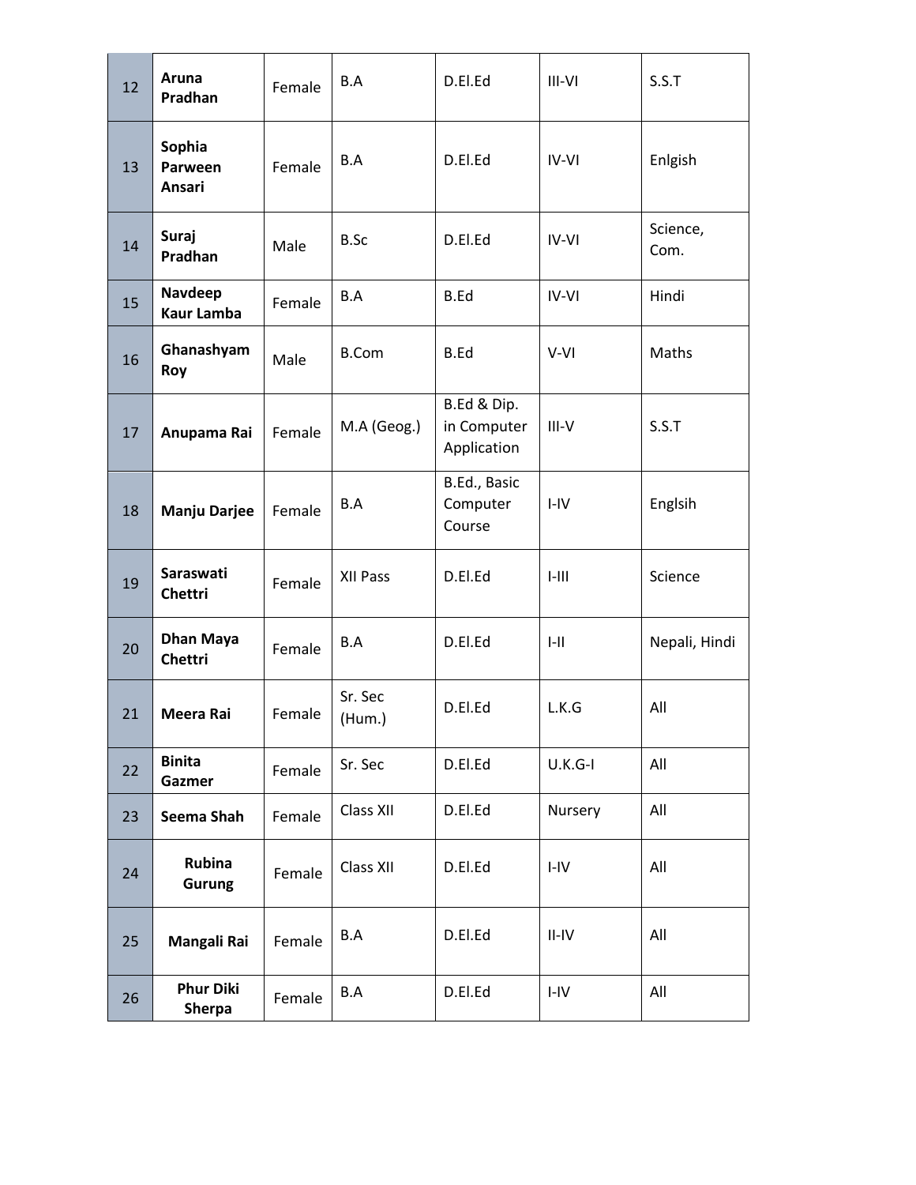| | | | | | | |
|---|---|---|---|---|---|---|
| 12 | **Aruna Pradhan** | Female | B.A | D.El.Ed | III-VI | S.S.T |
| 13 | **Sophia Parween Ansari** | Female | B.A | D.El.Ed | IV-VI | Enlgish |
| 14 | **Suraj Pradhan** | Male | B.Sc | D.El.Ed | IV-VI | Science, Com. |
| 15 | **Navdeep Kaur Lamba** | Female | B.A | B.Ed | IV-VI | Hindi |
| 16 | **Ghanashyam Roy** | Male | B.Com | B.Ed | V-VI | Maths |
| 17 | **Anupama Rai** | Female | M.A (Geog.) | B.Ed & Dip. in Computer Application | III-V | S.S.T |
| 18 | **Manju Darjee** | Female | B.A | B.Ed., Basic Computer Course | I-IV | Englsih |
| 19 | **Saraswati Chettri** | Female | XII Pass | D.El.Ed | I-III | Science |
| 20 | **Dhan Maya Chettri** | Female | B.A | D.El.Ed | I-II | Nepali, Hindi |
| 21 | **Meera Rai** | Female | Sr. Sec (Hum.) | D.El.Ed | L.K.G | All |
| 22 | **Binita Gazmer** | Female | Sr. Sec | D.El.Ed | U.K.G-I | All |
| 23 | **Seema Shah** | Female | Class XII | D.El.Ed | Nursery | All |
| 24 | **Rubina Gurung** | Female | Class XII | D.El.Ed | I-IV | All |
| 25 | **Mangali Rai** | Female | B.A | D.El.Ed | II-IV | All |
| 26 | **Phur Diki Sherpa** | Female | B.A | D.El.Ed | I-IV | All |